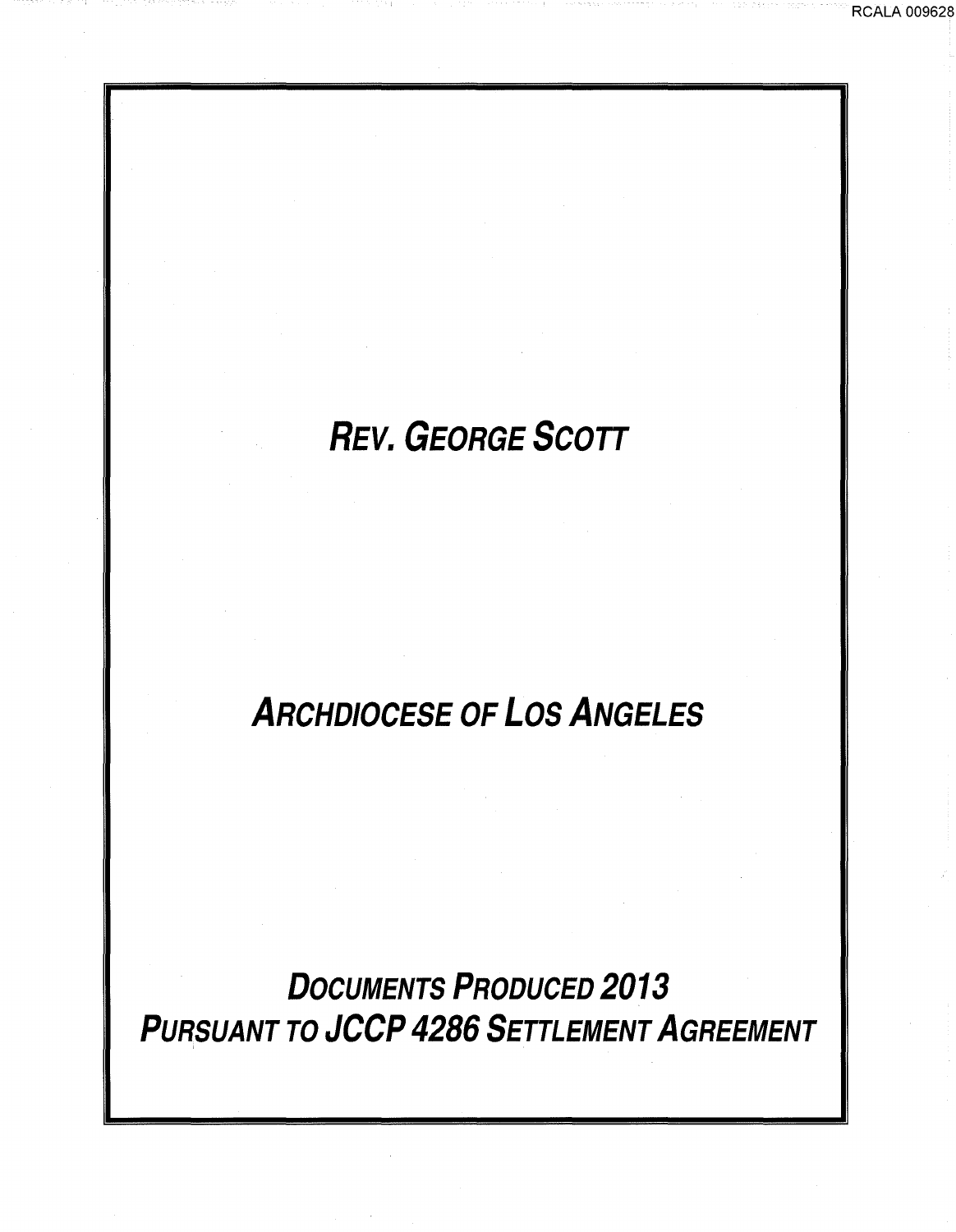# Rev. George Scott

## Archdiocese of Los Angeles

## Documents Produced 2013
## Pursuant to JCCP 4286 Settlement Agreement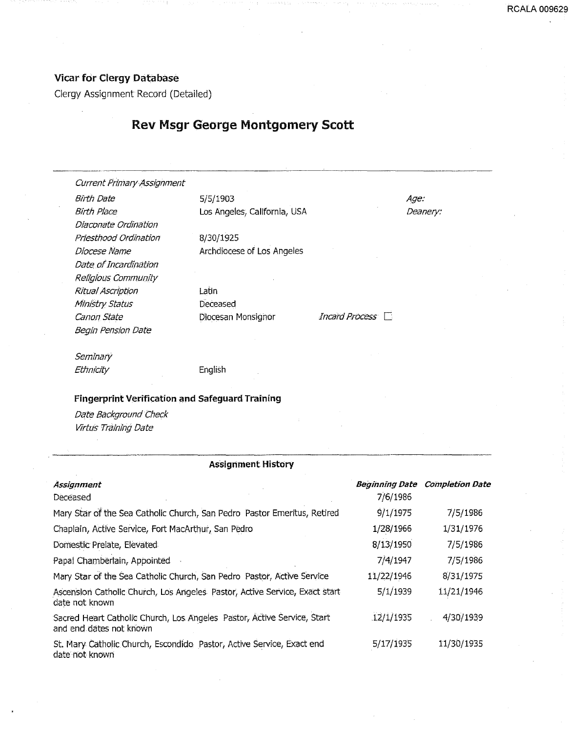**Vicar for Clergy Database**

Clergy Assignment Record (Detailed)

## Rev Msgr George Montgomery Scott

*Current Primary Assignment*

| | | | |
|---|---|---|---|
| *Birth Date* | 5/5/1903 | *Age:* | |
| *Birth Place* | Los Angeles, California, USA | *Deanery:* | |
| *Diaconate Ordination* | | | |
| *Priesthood Ordination* | 8/30/1925 | | |
| *Diocese Name* | Archdiocese of Los Angeles | | |
| *Date of Incardination* | | | |
| *Religious Community* | | | |
| *Ritual Ascription* | Latin | | |
| *Ministry Status* | Deceased | | |
| *Canon State* | Diocesan Monsignor | *Incard Process* ☐ | |
| *Begin Pension Date* | | | |
| *Seminary* | | | |
| *Ethnicity* | English | | |

### Fingerprint Verification and Safeguard Training

*Date Background Check*

*Virtus Training Date*

### Assignment History

| *Assignment* | *Beginning Date* | *Completion Date* |
|---|---|---|
| Deceased | 7/6/1986 | |
| Mary Star of the Sea Catholic Church, San Pedro Pastor Emeritus, Retired | 9/1/1975 | 7/5/1986 |
| Chaplain, Active Service, Fort MacArthur, San Pedro | 1/28/1966 | 1/31/1976 |
| Domestic Prelate, Elevated | 8/13/1950 | 7/5/1986 |
| Papal Chamberlain, Appointed | 7/4/1947 | 7/5/1986 |
| Mary Star of the Sea Catholic Church, San Pedro Pastor, Active Service | 11/22/1946 | 8/31/1975 |
| Ascension Catholic Church, Los Angeles Pastor, Active Service, Exact start date not known | 5/1/1939 | 11/21/1946 |
| Sacred Heart Catholic Church, Los Angeles Pastor, Active Service, Start and end dates not known | 12/1/1935 | 4/30/1939 |
| St. Mary Catholic Church, Escondido Pastor, Active Service, Exact end date not known | 5/17/1935 | 11/30/1935 |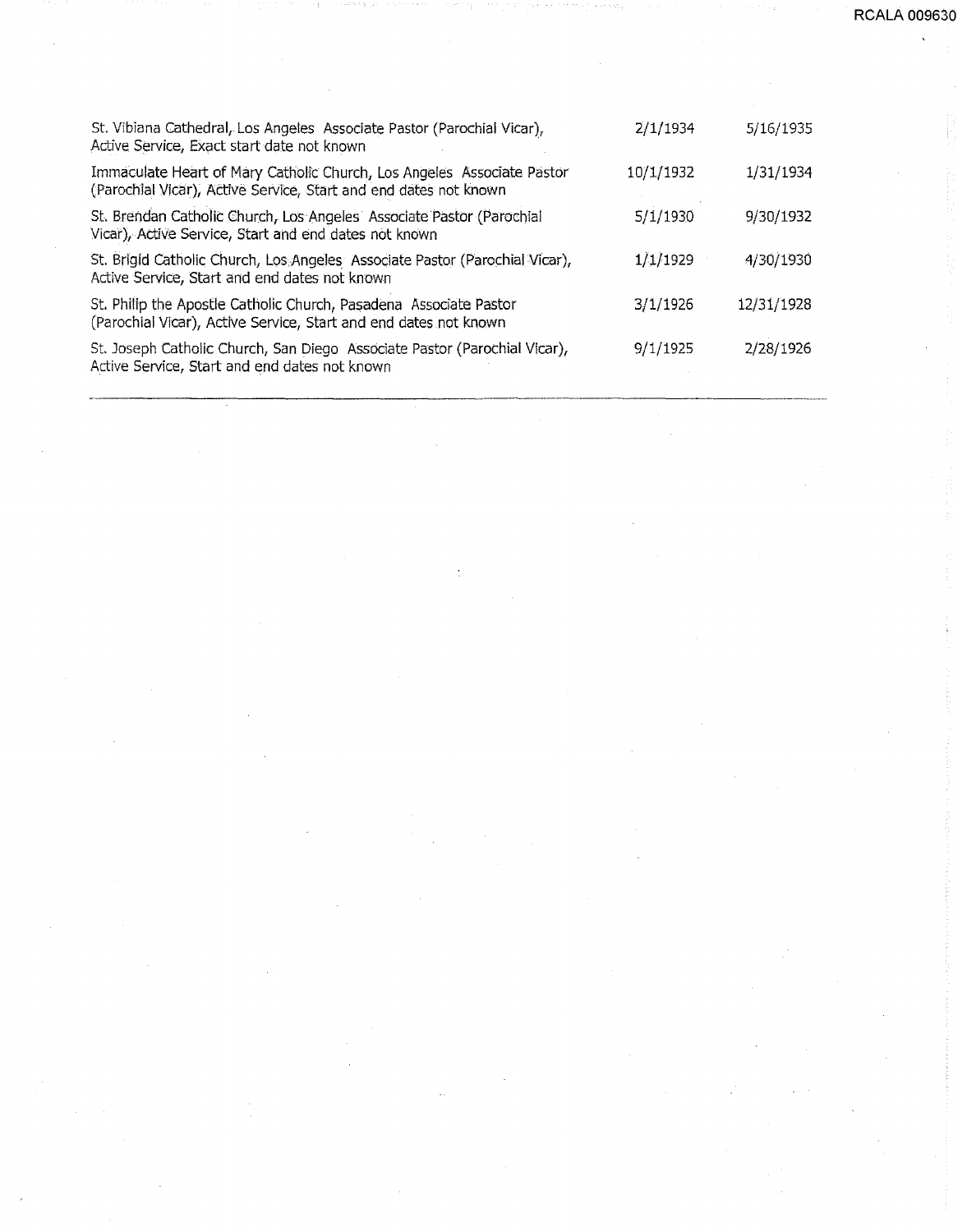| | | |
|---|---|---|
| St. Vibiana Cathedral, Los Angeles Associate Pastor (Parochial Vicar), Active Service, Exact start date not known | 2/1/1934 | 5/16/1935 |
| Immaculate Heart of Mary Catholic Church, Los Angeles Associate Pastor (Parochial Vicar), Active Service, Start and end dates not known | 10/1/1932 | 1/31/1934 |
| St. Brendan Catholic Church, Los Angeles Associate Pastor (Parochial Vicar), Active Service, Start and end dates not known | 5/1/1930 | 9/30/1932 |
| St. Brigid Catholic Church, Los Angeles Associate Pastor (Parochial Vicar), Active Service, Start and end dates not known | 1/1/1929 | 4/30/1930 |
| St. Philip the Apostle Catholic Church, Pasadena Associate Pastor (Parochial Vicar), Active Service, Start and end dates not known | 3/1/1926 | 12/31/1928 |
| St. Joseph Catholic Church, San Diego Associate Pastor (Parochial Vicar), Active Service, Start and end dates not known | 9/1/1925 | 2/28/1926 |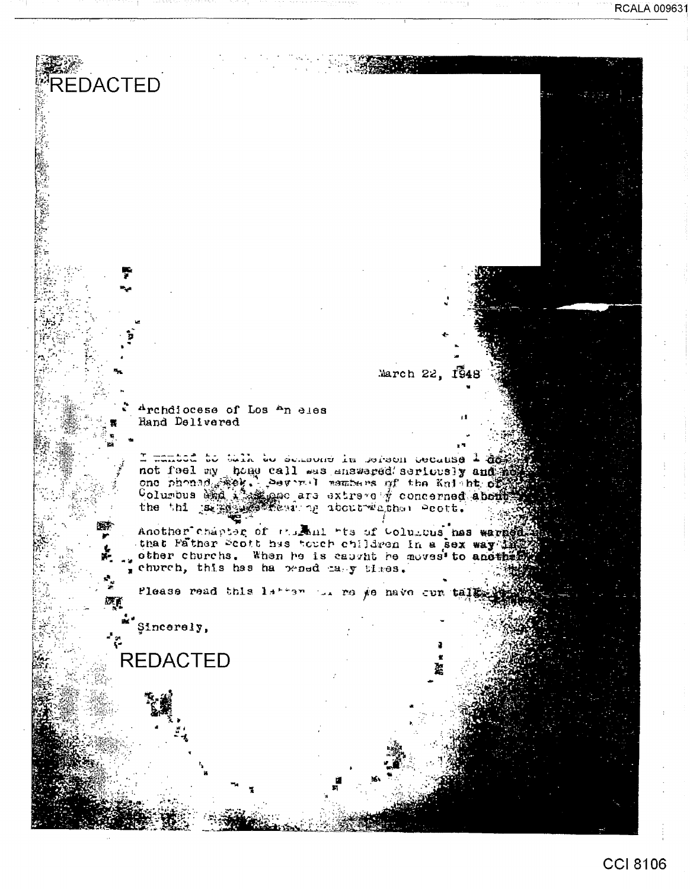REDACTED

March 22, 1948

Archdiocese of Los Angeles
Hand Delivered

I wanted to talk to someone in person because I do not feel my home call was answered seriously and no one phoned back. Several members of the Knight of Columbus and I are extremely concerned about the thi[ngs] [we are] hearing about Father Scott.

Another chapter of the Knights of Columbus has warned that Father Scott has touch children in a sex way in other churchs. When he is caught he moves to another church, this has happened many times.

Please read this letter so we have our talk.

Sincerely,

REDACTED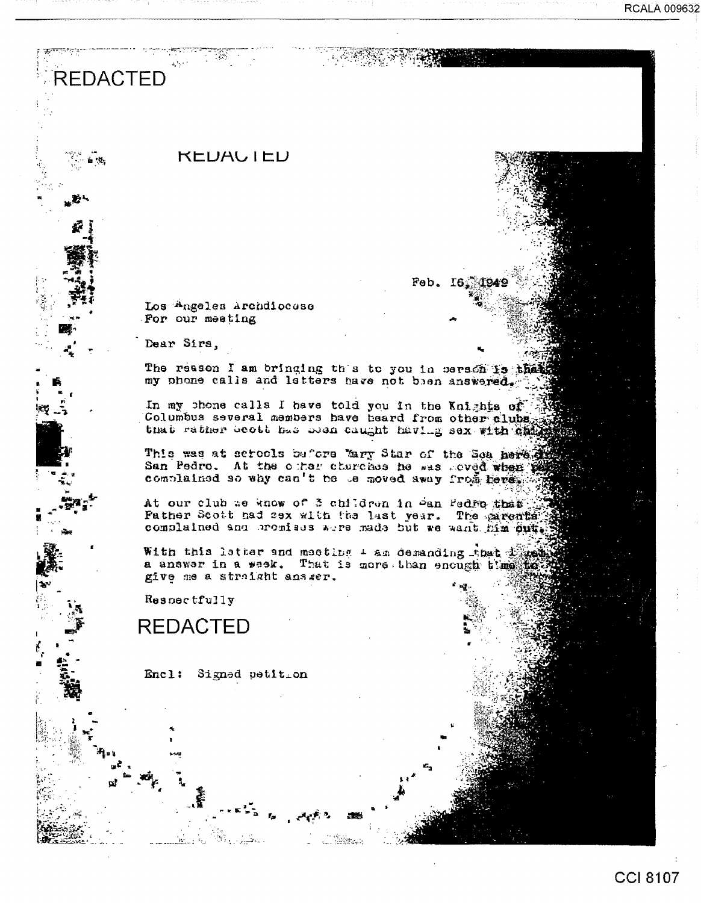REDACTED

REDACTED

Feb. 16, 1949

Los Angeles Archdiocese
For our meeting

Dear Sirs,

The reason I am bringing this to you in person is that my phone calls and letters have not been answered.

In my phone calls I have told you in the Knights of Columbus several members have heard from other clubs that Father Scott has been caught having sex with children.

This was at schools before Mary Star of the Sea here in San Pedro. At the other churches he was moved when people complained so why can't he be moved away from here.

At our club we know of 3 children in San Pedro that Father Scott had sex with the last year. The parents complained and promises were made but we want him out.

With this letter and meeting I am demanding that I get a answer in a week. That is more than enough time to give me a straight answer.

Respectfully

REDACTED

Encl: Signed petition